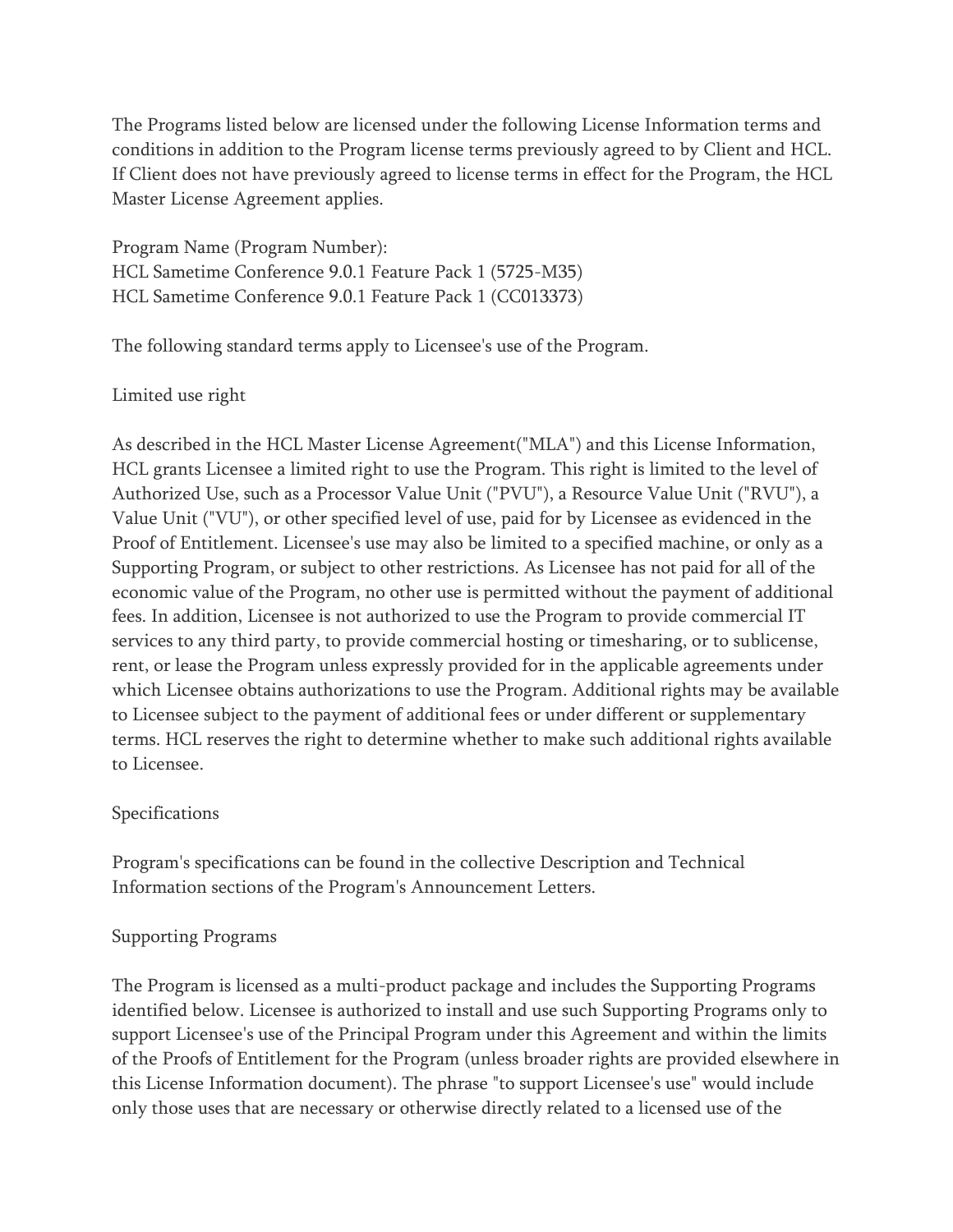The Programs listed below are licensed under the following License Information terms and conditions in addition to the Program license terms previously agreed to by Client and HCL. If Client does not have previously agreed to license terms in effect for the Program, the HCL Master License Agreement applies.

Program Name (Program Number):
HCL Sametime Conference 9.0.1 Feature Pack 1 (5725-M35)
HCL Sametime Conference 9.0.1 Feature Pack 1 (CC013373)

The following standard terms apply to Licensee's use of the Program.

## Limited use right

As described in the HCL Master License Agreement("MLA") and this License Information, HCL grants Licensee a limited right to use the Program. This right is limited to the level of Authorized Use, such as a Processor Value Unit ("PVU"), a Resource Value Unit ("RVU"), a Value Unit ("VU"), or other specified level of use, paid for by Licensee as evidenced in the Proof of Entitlement. Licensee's use may also be limited to a specified machine, or only as a Supporting Program, or subject to other restrictions. As Licensee has not paid for all of the economic value of the Program, no other use is permitted without the payment of additional fees. In addition, Licensee is not authorized to use the Program to provide commercial IT services to any third party, to provide commercial hosting or timesharing, or to sublicense, rent, or lease the Program unless expressly provided for in the applicable agreements under which Licensee obtains authorizations to use the Program. Additional rights may be available to Licensee subject to the payment of additional fees or under different or supplementary terms. HCL reserves the right to determine whether to make such additional rights available to Licensee.

## Specifications

Program's specifications can be found in the collective Description and Technical Information sections of the Program's Announcement Letters.

## Supporting Programs

The Program is licensed as a multi-product package and includes the Supporting Programs identified below. Licensee is authorized to install and use such Supporting Programs only to support Licensee's use of the Principal Program under this Agreement and within the limits of the Proofs of Entitlement for the Program (unless broader rights are provided elsewhere in this License Information document). The phrase "to support Licensee's use" would include only those uses that are necessary or otherwise directly related to a licensed use of the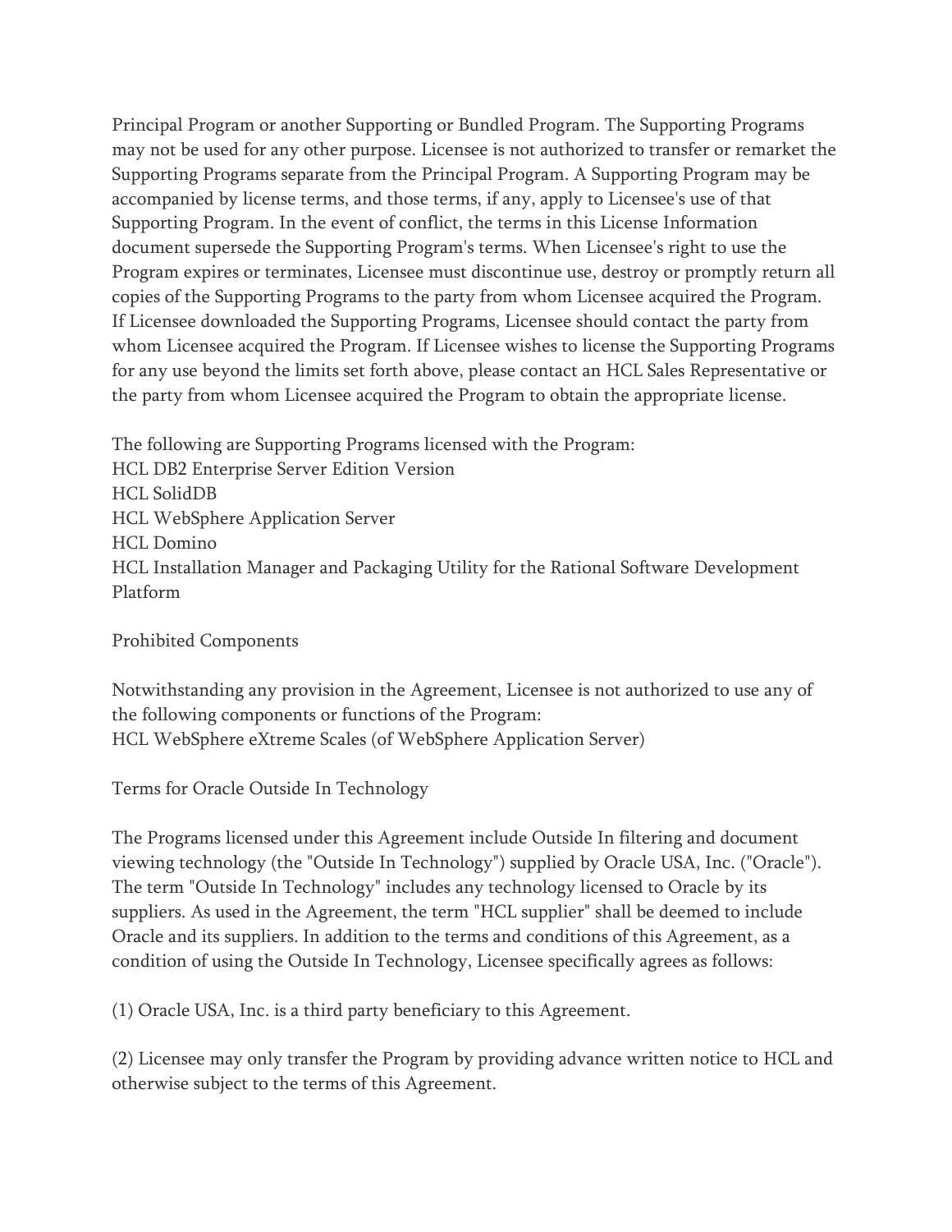Principal Program or another Supporting or Bundled Program. The Supporting Programs may not be used for any other purpose. Licensee is not authorized to transfer or remarket the Supporting Programs separate from the Principal Program. A Supporting Program may be accompanied by license terms, and those terms, if any, apply to Licensee's use of that Supporting Program. In the event of conflict, the terms in this License Information document supersede the Supporting Program's terms. When Licensee's right to use the Program expires or terminates, Licensee must discontinue use, destroy or promptly return all copies of the Supporting Programs to the party from whom Licensee acquired the Program. If Licensee downloaded the Supporting Programs, Licensee should contact the party from whom Licensee acquired the Program. If Licensee wishes to license the Supporting Programs for any use beyond the limits set forth above, please contact an HCL Sales Representative or the party from whom Licensee acquired the Program to obtain the appropriate license.

The following are Supporting Programs licensed with the Program:
HCL DB2 Enterprise Server Edition Version
HCL SolidDB
HCL WebSphere Application Server
HCL Domino
HCL Installation Manager and Packaging Utility for the Rational Software Development Platform

Prohibited Components

Notwithstanding any provision in the Agreement, Licensee is not authorized to use any of the following components or functions of the Program:
HCL WebSphere eXtreme Scales (of WebSphere Application Server)

Terms for Oracle Outside In Technology

The Programs licensed under this Agreement include Outside In filtering and document viewing technology (the "Outside In Technology") supplied by Oracle USA, Inc. ("Oracle"). The term "Outside In Technology" includes any technology licensed to Oracle by its suppliers. As used in the Agreement, the term "HCL supplier" shall be deemed to include Oracle and its suppliers. In addition to the terms and conditions of this Agreement, as a condition of using the Outside In Technology, Licensee specifically agrees as follows:

(1) Oracle USA, Inc. is a third party beneficiary to this Agreement.

(2) Licensee may only transfer the Program by providing advance written notice to HCL and otherwise subject to the terms of this Agreement.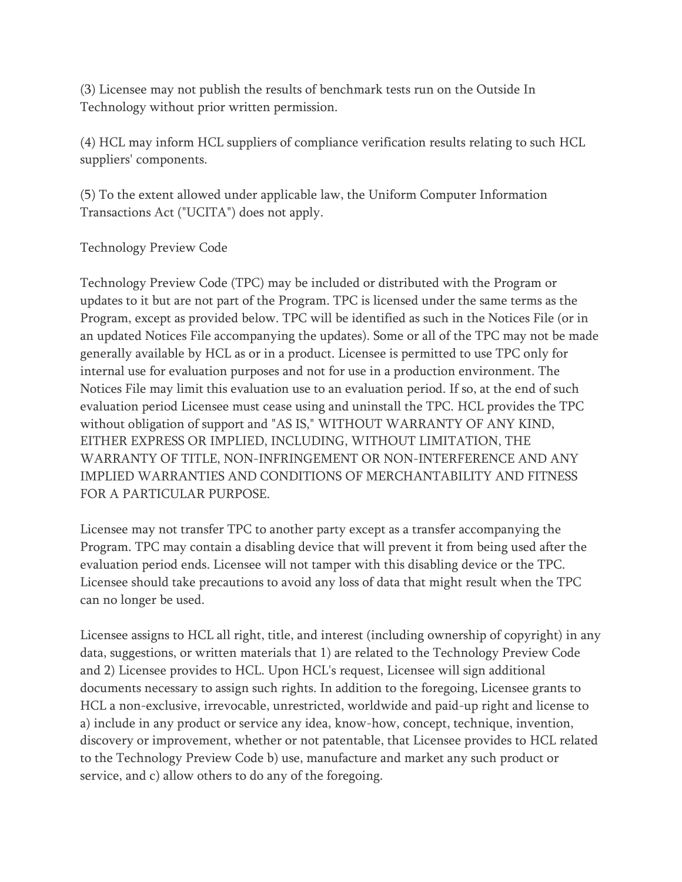(3) Licensee may not publish the results of benchmark tests run on the Outside In Technology without prior written permission.

(4) HCL may inform HCL suppliers of compliance verification results relating to such HCL suppliers' components.

(5) To the extent allowed under applicable law, the Uniform Computer Information Transactions Act ("UCITA") does not apply.

## Technology Preview Code

Technology Preview Code (TPC) may be included or distributed with the Program or updates to it but are not part of the Program. TPC is licensed under the same terms as the Program, except as provided below. TPC will be identified as such in the Notices File (or in an updated Notices File accompanying the updates). Some or all of the TPC may not be made generally available by HCL as or in a product. Licensee is permitted to use TPC only for internal use for evaluation purposes and not for use in a production environment. The Notices File may limit this evaluation use to an evaluation period. If so, at the end of such evaluation period Licensee must cease using and uninstall the TPC. HCL provides the TPC without obligation of support and "AS IS," WITHOUT WARRANTY OF ANY KIND, EITHER EXPRESS OR IMPLIED, INCLUDING, WITHOUT LIMITATION, THE WARRANTY OF TITLE, NON-INFRINGEMENT OR NON-INTERFERENCE AND ANY IMPLIED WARRANTIES AND CONDITIONS OF MERCHANTABILITY AND FITNESS FOR A PARTICULAR PURPOSE.

Licensee may not transfer TPC to another party except as a transfer accompanying the Program. TPC may contain a disabling device that will prevent it from being used after the evaluation period ends. Licensee will not tamper with this disabling device or the TPC. Licensee should take precautions to avoid any loss of data that might result when the TPC can no longer be used.

Licensee assigns to HCL all right, title, and interest (including ownership of copyright) in any data, suggestions, or written materials that 1) are related to the Technology Preview Code and 2) Licensee provides to HCL. Upon HCL's request, Licensee will sign additional documents necessary to assign such rights. In addition to the foregoing, Licensee grants to HCL a non-exclusive, irrevocable, unrestricted, worldwide and paid-up right and license to a) include in any product or service any idea, know-how, concept, technique, invention, discovery or improvement, whether or not patentable, that Licensee provides to HCL related to the Technology Preview Code b) use, manufacture and market any such product or service, and c) allow others to do any of the foregoing.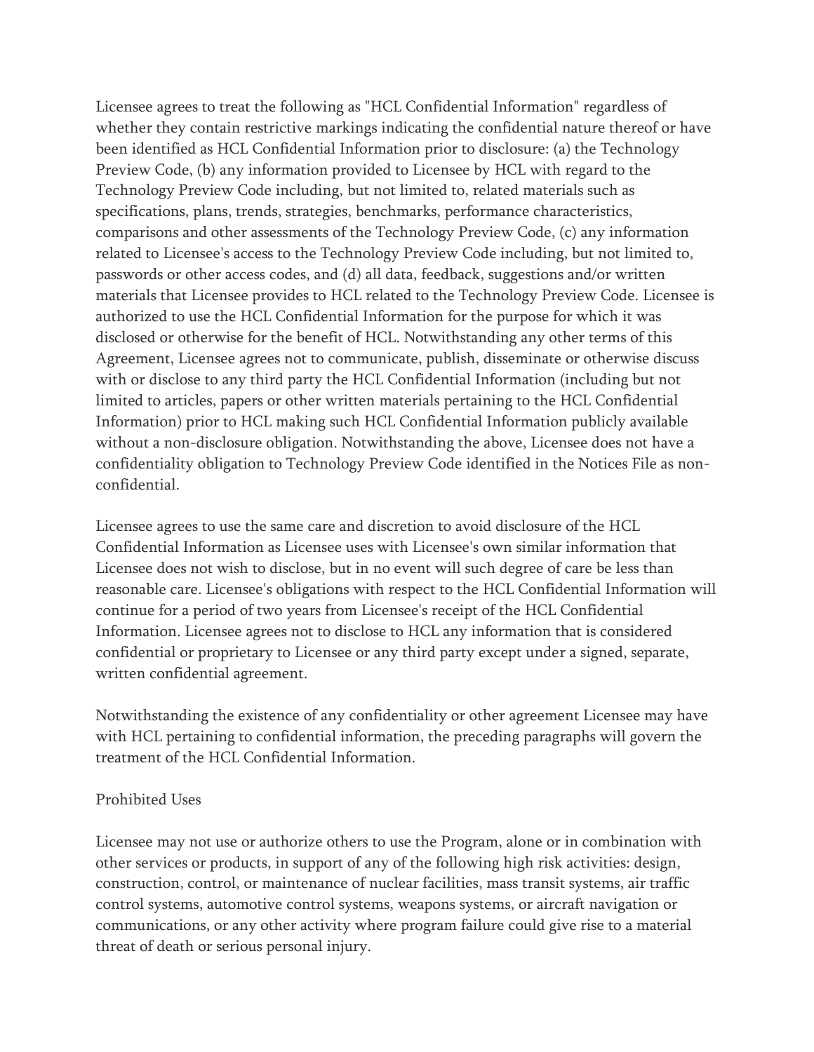Licensee agrees to treat the following as "HCL Confidential Information" regardless of whether they contain restrictive markings indicating the confidential nature thereof or have been identified as HCL Confidential Information prior to disclosure: (a) the Technology Preview Code, (b) any information provided to Licensee by HCL with regard to the Technology Preview Code including, but not limited to, related materials such as specifications, plans, trends, strategies, benchmarks, performance characteristics, comparisons and other assessments of the Technology Preview Code, (c) any information related to Licensee's access to the Technology Preview Code including, but not limited to, passwords or other access codes, and (d) all data, feedback, suggestions and/or written materials that Licensee provides to HCL related to the Technology Preview Code. Licensee is authorized to use the HCL Confidential Information for the purpose for which it was disclosed or otherwise for the benefit of HCL. Notwithstanding any other terms of this Agreement, Licensee agrees not to communicate, publish, disseminate or otherwise discuss with or disclose to any third party the HCL Confidential Information (including but not limited to articles, papers or other written materials pertaining to the HCL Confidential Information) prior to HCL making such HCL Confidential Information publicly available without a non-disclosure obligation. Notwithstanding the above, Licensee does not have a confidentiality obligation to Technology Preview Code identified in the Notices File as non-confidential.

Licensee agrees to use the same care and discretion to avoid disclosure of the HCL Confidential Information as Licensee uses with Licensee's own similar information that Licensee does not wish to disclose, but in no event will such degree of care be less than reasonable care. Licensee's obligations with respect to the HCL Confidential Information will continue for a period of two years from Licensee's receipt of the HCL Confidential Information. Licensee agrees not to disclose to HCL any information that is considered confidential or proprietary to Licensee or any third party except under a signed, separate, written confidential agreement.

Notwithstanding the existence of any confidentiality or other agreement Licensee may have with HCL pertaining to confidential information, the preceding paragraphs will govern the treatment of the HCL Confidential Information.

Prohibited Uses

Licensee may not use or authorize others to use the Program, alone or in combination with other services or products, in support of any of the following high risk activities: design, construction, control, or maintenance of nuclear facilities, mass transit systems, air traffic control systems, automotive control systems, weapons systems, or aircraft navigation or communications, or any other activity where program failure could give rise to a material threat of death or serious personal injury.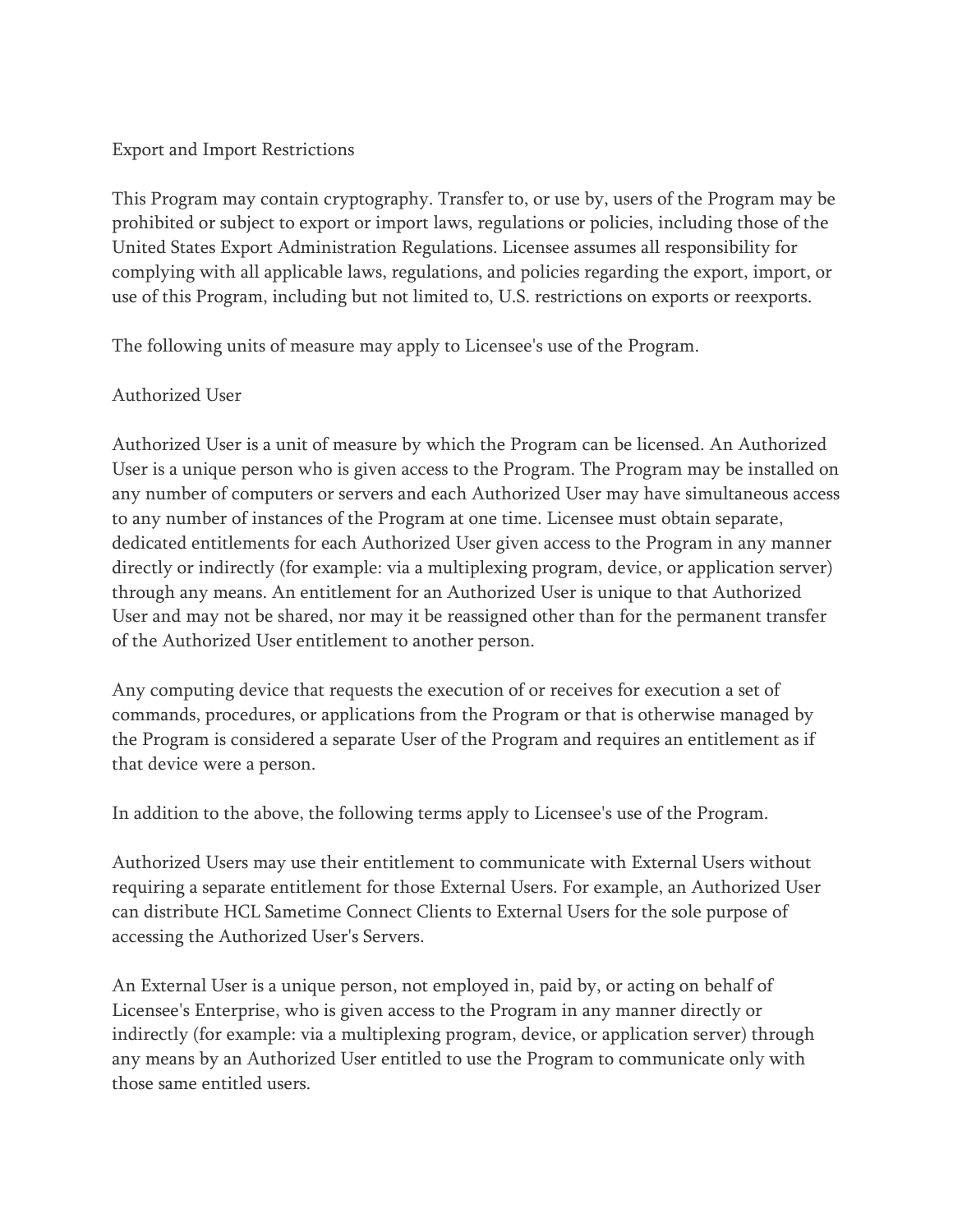## Export and Import Restrictions

This Program may contain cryptography. Transfer to, or use by, users of the Program may be prohibited or subject to export or import laws, regulations or policies, including those of the United States Export Administration Regulations. Licensee assumes all responsibility for complying with all applicable laws, regulations, and policies regarding the export, import, or use of this Program, including but not limited to, U.S. restrictions on exports or reexports.

The following units of measure may apply to Licensee's use of the Program.

## Authorized User

Authorized User is a unit of measure by which the Program can be licensed. An Authorized User is a unique person who is given access to the Program. The Program may be installed on any number of computers or servers and each Authorized User may have simultaneous access to any number of instances of the Program at one time. Licensee must obtain separate, dedicated entitlements for each Authorized User given access to the Program in any manner directly or indirectly (for example: via a multiplexing program, device, or application server) through any means. An entitlement for an Authorized User is unique to that Authorized User and may not be shared, nor may it be reassigned other than for the permanent transfer of the Authorized User entitlement to another person.

Any computing device that requests the execution of or receives for execution a set of commands, procedures, or applications from the Program or that is otherwise managed by the Program is considered a separate User of the Program and requires an entitlement as if that device were a person.

In addition to the above, the following terms apply to Licensee's use of the Program.

Authorized Users may use their entitlement to communicate with External Users without requiring a separate entitlement for those External Users. For example, an Authorized User can distribute HCL Sametime Connect Clients to External Users for the sole purpose of accessing the Authorized User's Servers.

An External User is a unique person, not employed in, paid by, or acting on behalf of Licensee's Enterprise, who is given access to the Program in any manner directly or indirectly (for example: via a multiplexing program, device, or application server) through any means by an Authorized User entitled to use the Program to communicate only with those same entitled users.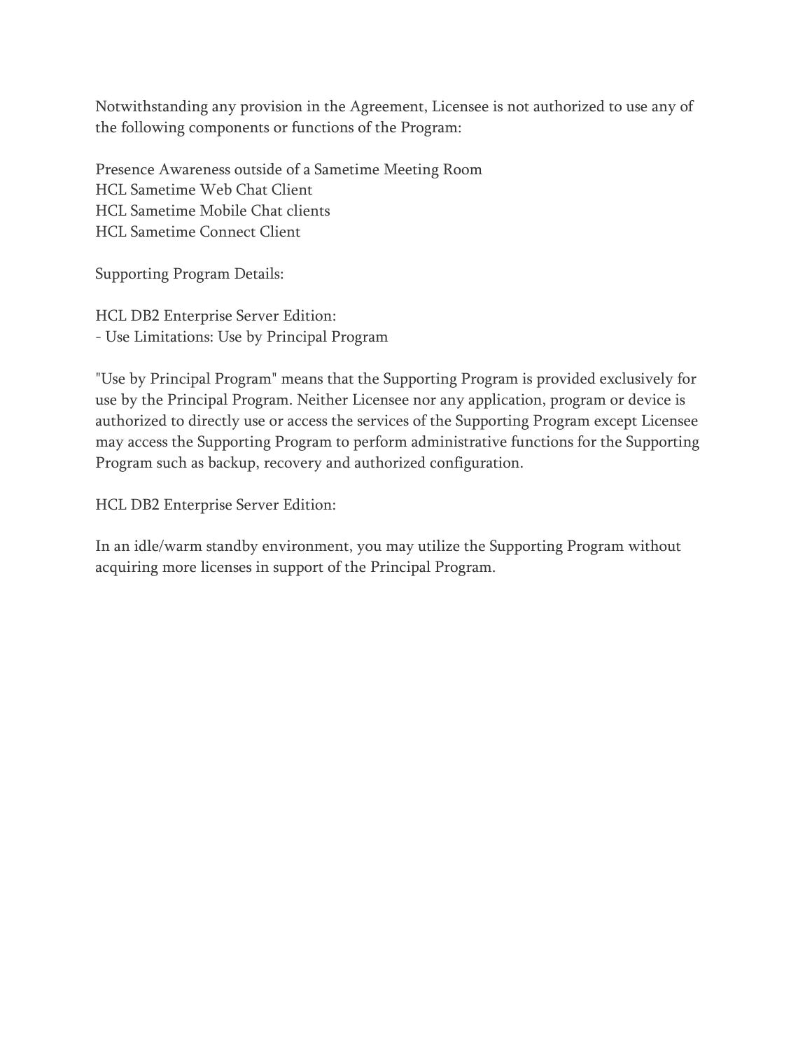Notwithstanding any provision in the Agreement, Licensee is not authorized to use any of the following components or functions of the Program:

Presence Awareness outside of a Sametime Meeting Room
HCL Sametime Web Chat Client
HCL Sametime Mobile Chat clients
HCL Sametime Connect Client

Supporting Program Details:

HCL DB2 Enterprise Server Edition:
- Use Limitations: Use by Principal Program

"Use by Principal Program" means that the Supporting Program is provided exclusively for use by the Principal Program. Neither Licensee nor any application, program or device is authorized to directly use or access the services of the Supporting Program except Licensee may access the Supporting Program to perform administrative functions for the Supporting Program such as backup, recovery and authorized configuration.

HCL DB2 Enterprise Server Edition:

In an idle/warm standby environment, you may utilize the Supporting Program without acquiring more licenses in support of the Principal Program.